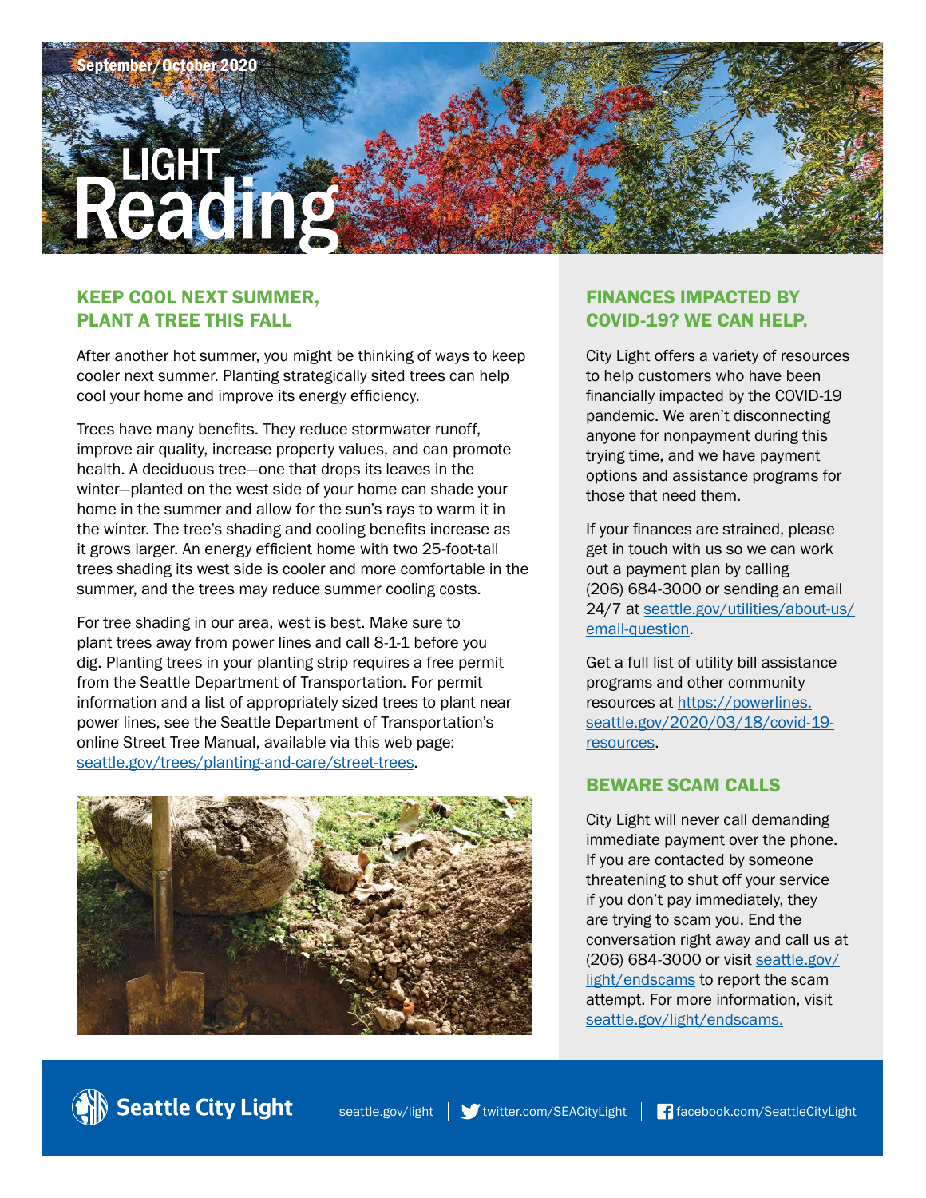September/October 2020

# LIGHT Reading

## KEEP COOL NEXT SUMMER, PLANT A TREE THIS FALL

After another hot summer, you might be thinking of ways to keep cooler next summer. Planting strategically sited trees can help cool your home and improve its energy efficiency.

Trees have many benefits. They reduce stormwater runoff, improve air quality, increase property values, and can promote health. A deciduous tree—one that drops its leaves in the winter—planted on the west side of your home can shade your home in the summer and allow for the sun's rays to warm it in the winter. The tree's shading and cooling benefits increase as it grows larger. An energy efficient home with two 25-foot-tall trees shading its west side is cooler and more comfortable in the summer, and the trees may reduce summer cooling costs.

For tree shading in our area, west is best. Make sure to plant trees away from power lines and call 8-1-1 before you dig. Planting trees in your planting strip requires a free permit from the Seattle Department of Transportation. For permit information and a list of appropriately sized trees to plant near power lines, see the Seattle Department of Transportation's online Street Tree Manual, available via this web page: seattle.gov/trees/planting-and-care/street-trees.

## FINANCES IMPACTED BY COVID-19? WE CAN HELP.

City Light offers a variety of resources to help customers who have been financially impacted by the COVID-19 pandemic. We aren't disconnecting anyone for nonpayment during this trying time, and we have payment options and assistance programs for those that need them.

If your finances are strained, please get in touch with us so we can work out a payment plan by calling (206) 684-3000 or sending an email 24/7 at seattle.gov/utilities/about-us/email-question.

Get a full list of utility bill assistance programs and other community resources at https://powerlines.seattle.gov/2020/03/18/covid-19-resources.

## BEWARE SCAM CALLS

City Light will never call demanding immediate payment over the phone. If you are contacted by someone threatening to shut off your service if you don't pay immediately, they are trying to scam you. End the conversation right away and call us at (206) 684-3000 or visit seattle.gov/light/endscams to report the scam attempt. For more information, visit seattle.gov/light/endscams.

Seattle City Light | seattle.gov/light | twitter.com/SEACityLight | facebook.com/SeattleCityLight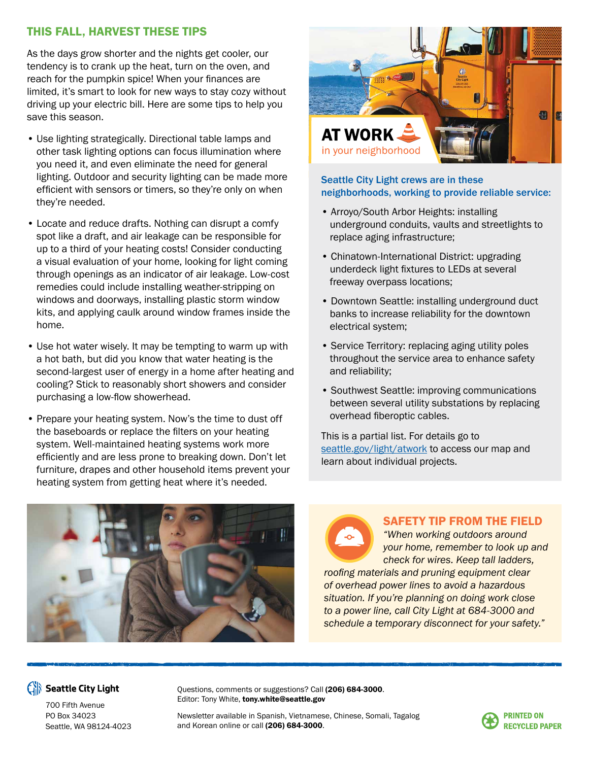## THIS FALL, HARVEST THESE TIPS

As the days grow shorter and the nights get cooler, our tendency is to crank up the heat, turn on the oven, and reach for the pumpkin spice! When your finances are limited, it's smart to look for new ways to stay cozy without driving up your electric bill. Here are some tips to help you save this season.

- Use lighting strategically. Directional table lamps and other task lighting options can focus illumination where you need it, and even eliminate the need for general lighting. Outdoor and security lighting can be made more efficient with sensors or timers, so they're only on when they're needed.
- Locate and reduce drafts. Nothing can disrupt a comfy spot like a draft, and air leakage can be responsible for up to a third of your heating costs! Consider conducting a visual evaluation of your home, looking for light coming through openings as an indicator of air leakage. Low-cost remedies could include installing weather-stripping on windows and doorways, installing plastic storm window kits, and applying caulk around window frames inside the home.
- Use hot water wisely. It may be tempting to warm up with a hot bath, but did you know that water heating is the second-largest user of energy in a home after heating and cooling? Stick to reasonably short showers and consider purchasing a low-flow showerhead.
- Prepare your heating system. Now's the time to dust off the baseboards or replace the filters on your heating system. Well-maintained heating systems work more efficiently and are less prone to breaking down. Don't let furniture, drapes and other household items prevent your heating system from getting heat where it's needed.

## AT WORK in your neighborhood

**Seattle City Light crews are in these neighborhoods, working to provide reliable service:**

- Arroyo/South Arbor Heights: installing underground conduits, vaults and streetlights to replace aging infrastructure;
- Chinatown-International District: upgrading underdeck light fixtures to LEDs at several freeway overpass locations;
- Downtown Seattle: installing underground duct banks to increase reliability for the downtown electrical system;
- Service Territory: replacing aging utility poles throughout the service area to enhance safety and reliability;
- Southwest Seattle: improving communications between several utility substations by replacing overhead fiberoptic cables.

This is a partial list. For details go to seattle.gov/light/atwork to access our map and learn about individual projects.

## SAFETY TIP FROM THE FIELD

*"When working outdoors around your home, remember to look up and check for wires. Keep tall ladders, roofing materials and pruning equipment clear of overhead power lines to avoid a hazardous situation. If you're planning on doing work close to a power line, call City Light at 684-3000 and schedule a temporary disconnect for your safety."*

**Seattle City Light**
700 Fifth Avenue
PO Box 34023
Seattle, WA 98124-4023

Questions, comments or suggestions? Call **(206) 684-3000**.
Editor: Tony White, **tony.white@seattle.gov**

Newsletter available in Spanish, Vietnamese, Chinese, Somali, Tagalog and Korean online or call **(206) 684-3000**.

PRINTED ON RECYCLED PAPER